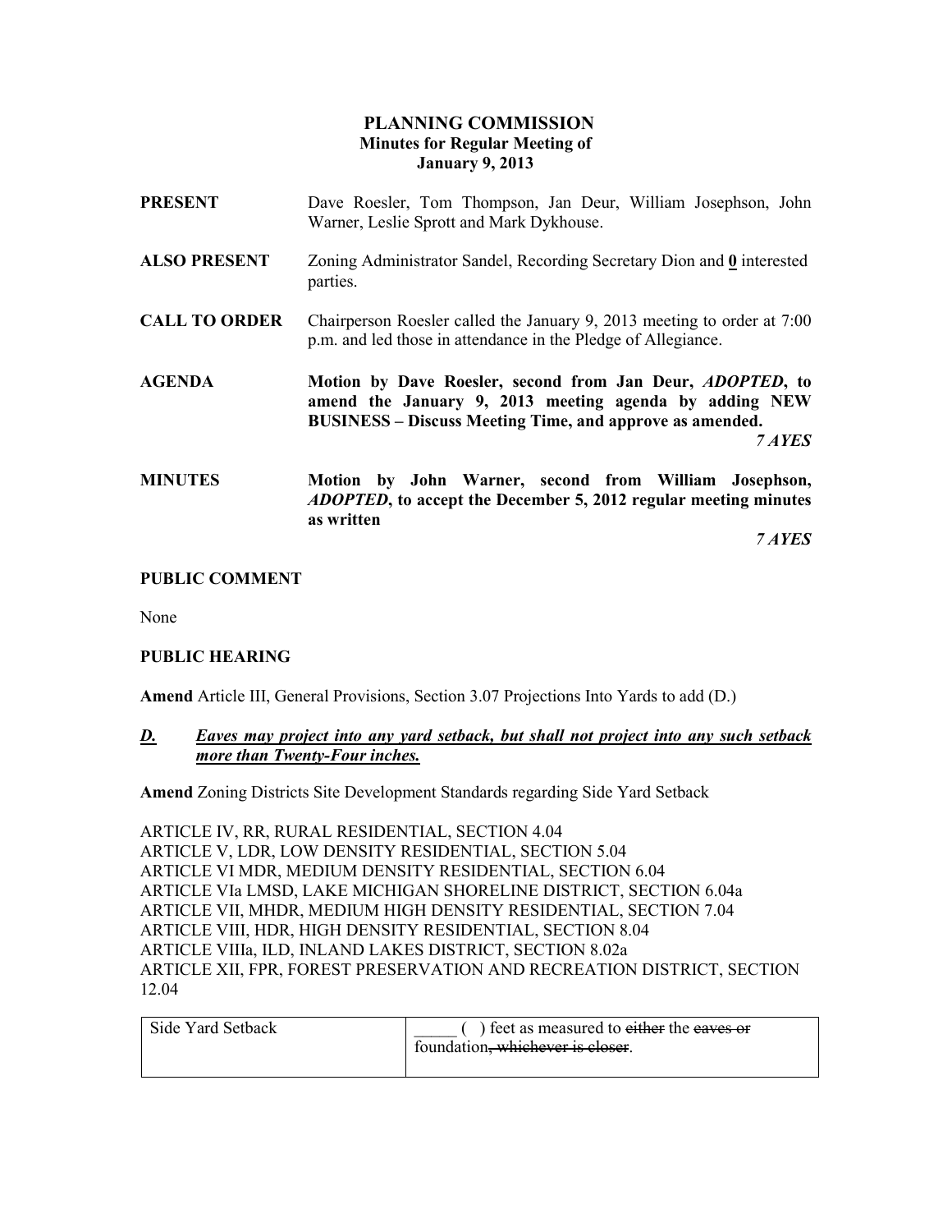# PLANNING COMMISSION
## Minutes for Regular Meeting of
## January 9, 2013

**PRESENT** Dave Roesler, Tom Thompson, Jan Deur, William Josephson, John Warner, Leslie Sprott and Mark Dykhouse.

**ALSO PRESENT** Zoning Administrator Sandel, Recording Secretary Dion and **0** interested parties.

**CALL TO ORDER** Chairperson Roesler called the January 9, 2013 meeting to order at 7:00 p.m. and led those in attendance in the Pledge of Allegiance.

**AGENDA** **Motion by Dave Roesler, second from Jan Deur, *ADOPTED*, to amend the January 9, 2013 meeting agenda by adding NEW BUSINESS – Discuss Meeting Time, and approve as amended.**

***7 AYES***

**MINUTES** **Motion by John Warner, second from William Josephson, *ADOPTED*, to accept the December 5, 2012 regular meeting minutes as written**

***7 AYES***

**PUBLIC COMMENT**

None

**PUBLIC HEARING**

**Amend** Article III, General Provisions, Section 3.07 Projections Into Yards to add (D.)

***D. Eaves may project into any yard setback, but shall not project into any such setback more than Twenty-Four inches.***

**Amend** Zoning Districts Site Development Standards regarding Side Yard Setback

ARTICLE IV, RR, RURAL RESIDENTIAL, SECTION 4.04
ARTICLE V, LDR, LOW DENSITY RESIDENTIAL, SECTION 5.04
ARTICLE VI MDR, MEDIUM DENSITY RESIDENTIAL, SECTION 6.04
ARTICLE VIa LMSD, LAKE MICHIGAN SHORELINE DISTRICT, SECTION 6.04a
ARTICLE VII, MHDR, MEDIUM HIGH DENSITY RESIDENTIAL, SECTION 7.04
ARTICLE VIII, HDR, HIGH DENSITY RESIDENTIAL, SECTION 8.04
ARTICLE VIIIa, ILD, INLAND LAKES DISTRICT, SECTION 8.02a
ARTICLE XII, FPR, FOREST PRESERVATION AND RECREATION DISTRICT, SECTION 12.04

| Side Yard Setback | _____ ( ) feet as measured to ~~either~~ the ~~eaves or~~ foundation~~, whichever is closer~~. |
|---|---|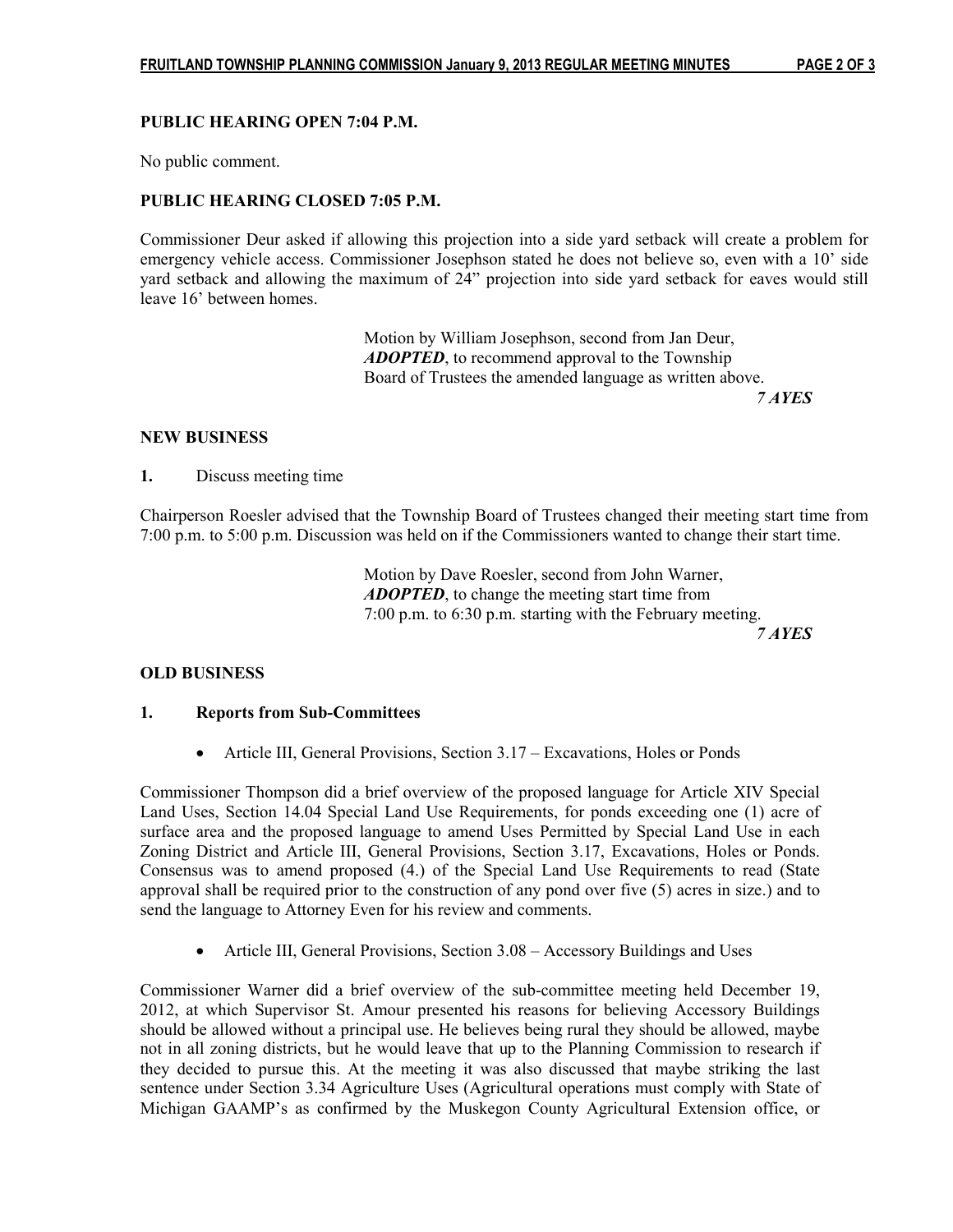**PUBLIC HEARING OPEN 7:04 P.M.**

No public comment.

**PUBLIC HEARING CLOSED 7:05 P.M.**

Commissioner Deur asked if allowing this projection into a side yard setback will create a problem for emergency vehicle access. Commissioner Josephson stated he does not believe so, even with a 10' side yard setback and allowing the maximum of 24" projection into side yard setback for eaves would still leave 16' between homes.

> Motion by William Josephson, second from Jan Deur, ***ADOPTED***, to recommend approval to the Township Board of Trustees the amended language as written above.
>
> ***7 AYES***

**NEW BUSINESS**

**1.** Discuss meeting time

Chairperson Roesler advised that the Township Board of Trustees changed their meeting start time from 7:00 p.m. to 5:00 p.m. Discussion was held on if the Commissioners wanted to change their start time.

> Motion by Dave Roesler, second from John Warner, ***ADOPTED***, to change the meeting start time from 7:00 p.m. to 6:30 p.m. starting with the February meeting.
>
> ***7 AYES***

**OLD BUSINESS**

**1. Reports from Sub-Committees**

- Article III, General Provisions, Section 3.17 – Excavations, Holes or Ponds

Commissioner Thompson did a brief overview of the proposed language for Article XIV Special Land Uses, Section 14.04 Special Land Use Requirements, for ponds exceeding one (1) acre of surface area and the proposed language to amend Uses Permitted by Special Land Use in each Zoning District and Article III, General Provisions, Section 3.17, Excavations, Holes or Ponds. Consensus was to amend proposed (4.) of the Special Land Use Requirements to read (State approval shall be required prior to the construction of any pond over five (5) acres in size.) and to send the language to Attorney Even for his review and comments.

- Article III, General Provisions, Section 3.08 – Accessory Buildings and Uses

Commissioner Warner did a brief overview of the sub-committee meeting held December 19, 2012, at which Supervisor St. Amour presented his reasons for believing Accessory Buildings should be allowed without a principal use. He believes being rural they should be allowed, maybe not in all zoning districts, but he would leave that up to the Planning Commission to research if they decided to pursue this. At the meeting it was also discussed that maybe striking the last sentence under Section 3.34 Agriculture Uses (Agricultural operations must comply with State of Michigan GAAMP's as confirmed by the Muskegon County Agricultural Extension office, or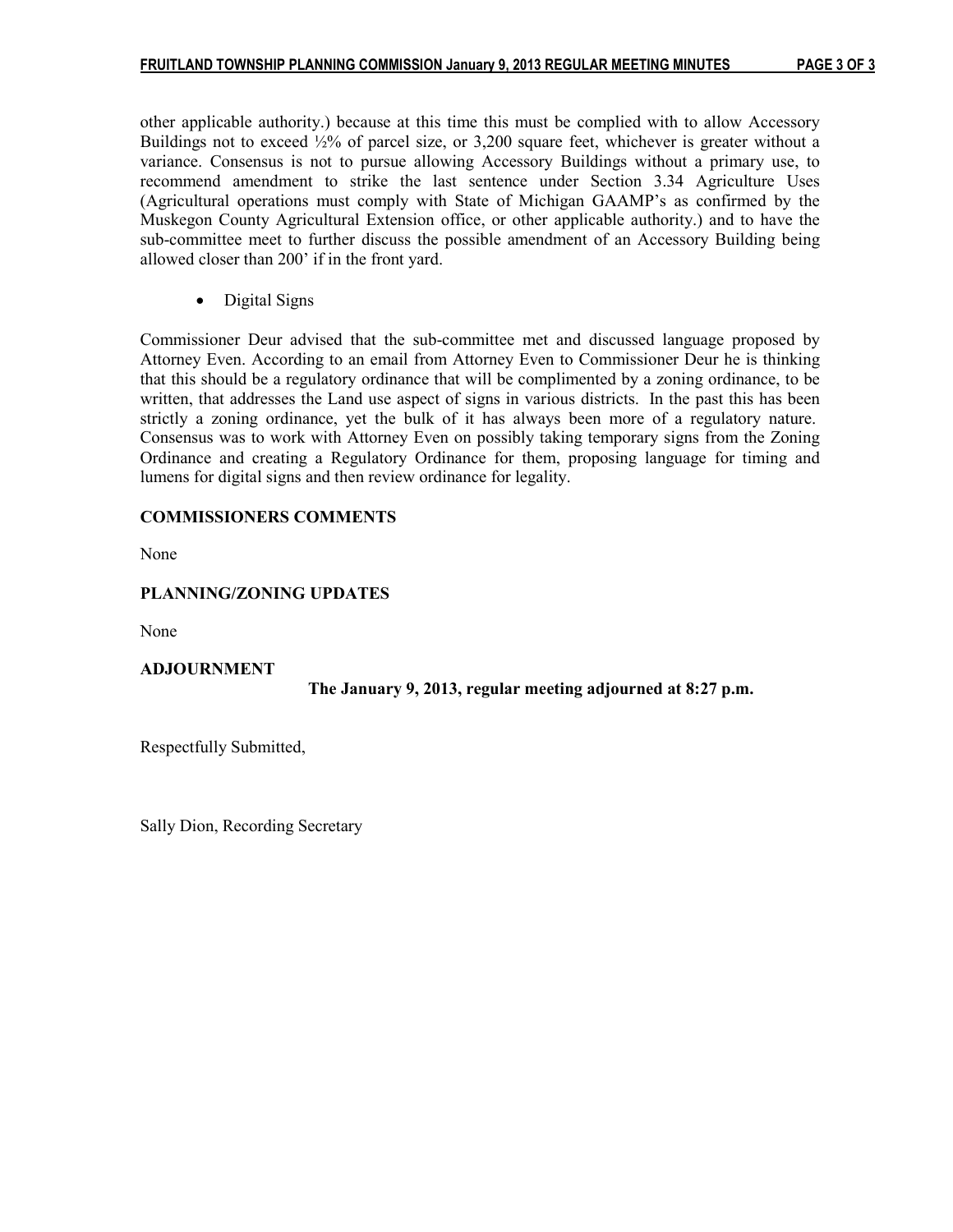other applicable authority.) because at this time this must be complied with to allow Accessory Buildings not to exceed ½% of parcel size, or 3,200 square feet, whichever is greater without a variance. Consensus is not to pursue allowing Accessory Buildings without a primary use, to recommend amendment to strike the last sentence under Section 3.34 Agriculture Uses (Agricultural operations must comply with State of Michigan GAAMP's as confirmed by the Muskegon County Agricultural Extension office, or other applicable authority.) and to have the sub-committee meet to further discuss the possible amendment of an Accessory Building being allowed closer than 200' if in the front yard.

- Digital Signs

Commissioner Deur advised that the sub-committee met and discussed language proposed by Attorney Even. According to an email from Attorney Even to Commissioner Deur he is thinking that this should be a regulatory ordinance that will be complimented by a zoning ordinance, to be written, that addresses the Land use aspect of signs in various districts. In the past this has been strictly a zoning ordinance, yet the bulk of it has always been more of a regulatory nature. Consensus was to work with Attorney Even on possibly taking temporary signs from the Zoning Ordinance and creating a Regulatory Ordinance for them, proposing language for timing and lumens for digital signs and then review ordinance for legality.

**COMMISSIONERS COMMENTS**

None

**PLANNING/ZONING UPDATES**

None

**ADJOURNMENT**

**The January 9, 2013, regular meeting adjourned at 8:27 p.m.**

Respectfully Submitted,

Sally Dion, Recording Secretary